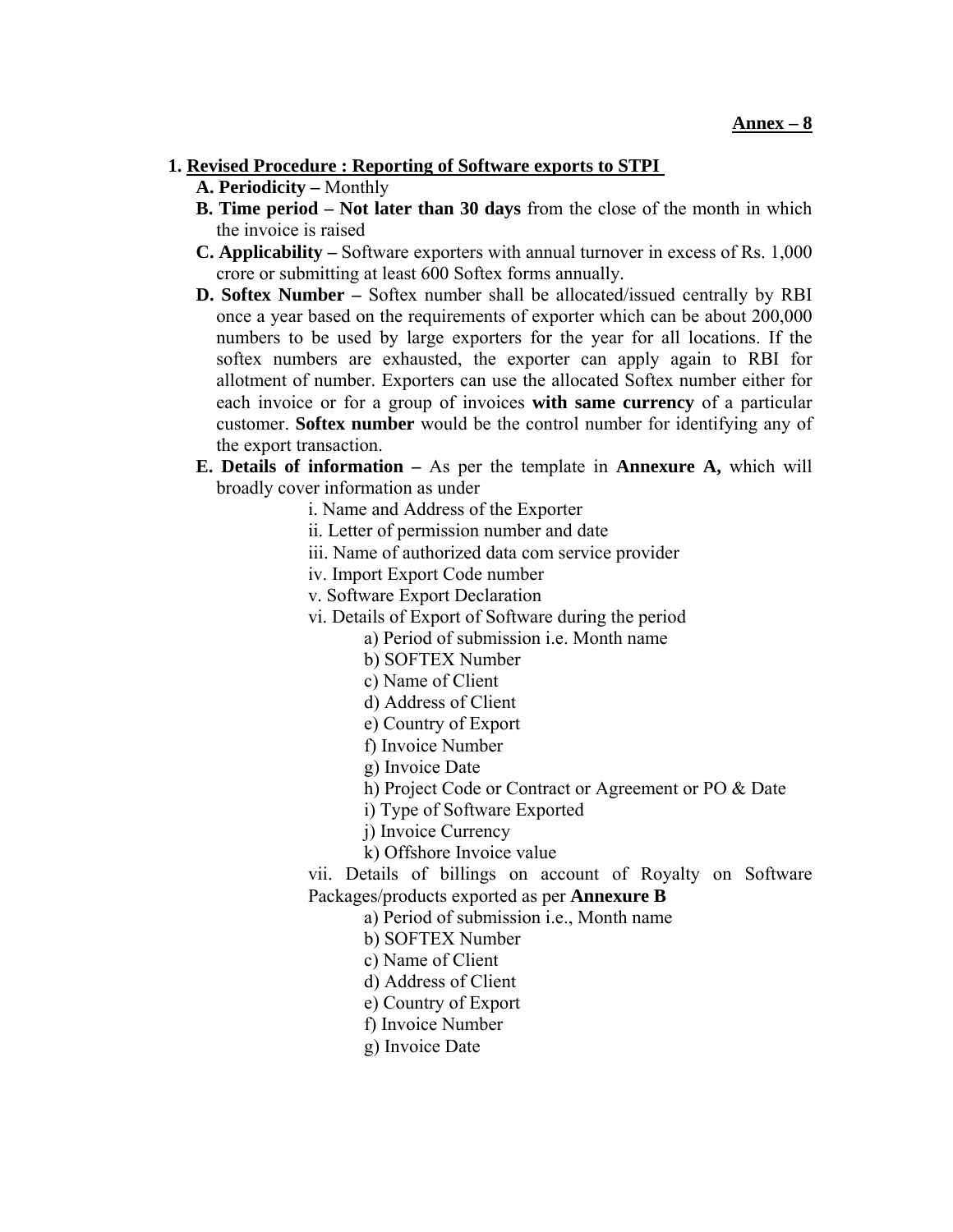**Annex – 8**

1. **Revised Procedure : Reporting of Software exports to STPI**

   **A. Periodicity –** Monthly

   **B. Time period – Not later than 30 days** from the close of the month in which the invoice is raised

   **C. Applicability –** Software exporters with annual turnover in excess of Rs. 1,000 crore or submitting at least 600 Softex forms annually.

   **D. Softex Number –** Softex number shall be allocated/issued centrally by RBI once a year based on the requirements of exporter which can be about 200,000 numbers to be used by large exporters for the year for all locations. If the softex numbers are exhausted, the exporter can apply again to RBI for allotment of number. Exporters can use the allocated Softex number either for each invoice or for a group of invoices **with same currency** of a particular customer. **Softex number** would be the control number for identifying any of the export transaction.

   **E. Details of information –** As per the template in **Annexure A,** which will broadly cover information as under

   i. Name and Address of the Exporter

   ii. Letter of permission number and date

   iii. Name of authorized data com service provider

   iv. Import Export Code number

   v. Software Export Declaration

   vi. Details of Export of Software during the period

   a) Period of submission i.e. Month name

   b) SOFTEX Number

   c) Name of Client

   d) Address of Client

   e) Country of Export

   f) Invoice Number

   g) Invoice Date

   h) Project Code or Contract or Agreement or PO & Date

   i) Type of Software Exported

   j) Invoice Currency

   k) Offshore Invoice value

   vii. Details of billings on account of Royalty on Software Packages/products exported as per **Annexure B**

   a) Period of submission i.e., Month name

   b) SOFTEX Number

   c) Name of Client

   d) Address of Client

   e) Country of Export

   f) Invoice Number

   g) Invoice Date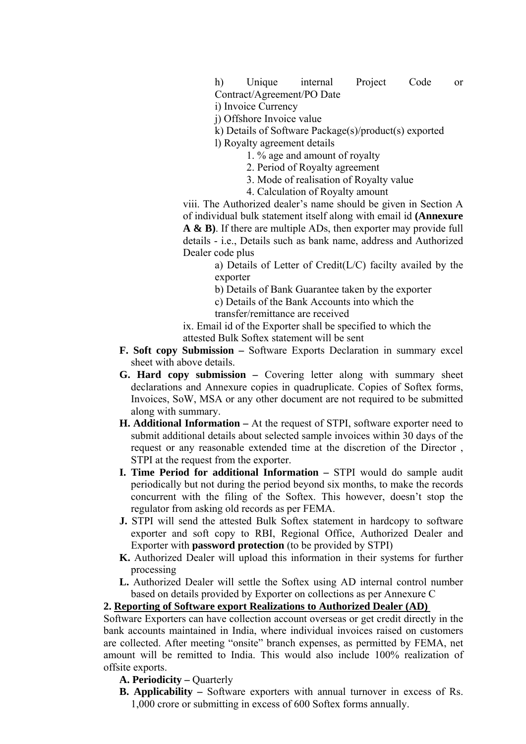h) Unique internal Project Code or Contract/Agreement/PO Date

i) Invoice Currency

j) Offshore Invoice value

k) Details of Software Package(s)/product(s) exported

l) Royalty agreement details

1. % age and amount of royalty
2. Period of Royalty agreement
3. Mode of realisation of Royalty value
4. Calculation of Royalty amount

viii. The Authorized dealer's name should be given in Section A of individual bulk statement itself along with email id **(Annexure A & B)**. If there are multiple ADs, then exporter may provide full details - i.e., Details such as bank name, address and Authorized Dealer code plus

a) Details of Letter of Credit(L/C) facilty availed by the exporter

b) Details of Bank Guarantee taken by the exporter

c) Details of the Bank Accounts into which the transfer/remittance are received

ix. Email id of the Exporter shall be specified to which the attested Bulk Softex statement will be sent

**F. Soft copy Submission –** Software Exports Declaration in summary excel sheet with above details.

**G. Hard copy submission –** Covering letter along with summary sheet declarations and Annexure copies in quadruplicate. Copies of Softex forms, Invoices, SoW, MSA or any other document are not required to be submitted along with summary.

**H. Additional Information –** At the request of STPI, software exporter need to submit additional details about selected sample invoices within 30 days of the request or any reasonable extended time at the discretion of the Director , STPI at the request from the exporter.

**I. Time Period for additional Information –** STPI would do sample audit periodically but not during the period beyond six months, to make the records concurrent with the filing of the Softex. This however, doesn't stop the regulator from asking old records as per FEMA.

**J.** STPI will send the attested Bulk Softex statement in hardcopy to software exporter and soft copy to RBI, Regional Office, Authorized Dealer and Exporter with **password protection** (to be provided by STPI)

**K.** Authorized Dealer will upload this information in their systems for further processing

**L.** Authorized Dealer will settle the Softex using AD internal control number based on details provided by Exporter on collections as per Annexure C

**2. <u>Reporting of Software export Realizations to Authorized Dealer (AD)</u>**

Software Exporters can have collection account overseas or get credit directly in the bank accounts maintained in India, where individual invoices raised on customers are collected. After meeting "onsite" branch expenses, as permitted by FEMA, net amount will be remitted to India. This would also include 100% realization of offsite exports.

**A. Periodicity –** Quarterly

**B. Applicability –** Software exporters with annual turnover in excess of Rs. 1,000 crore or submitting in excess of 600 Softex forms annually.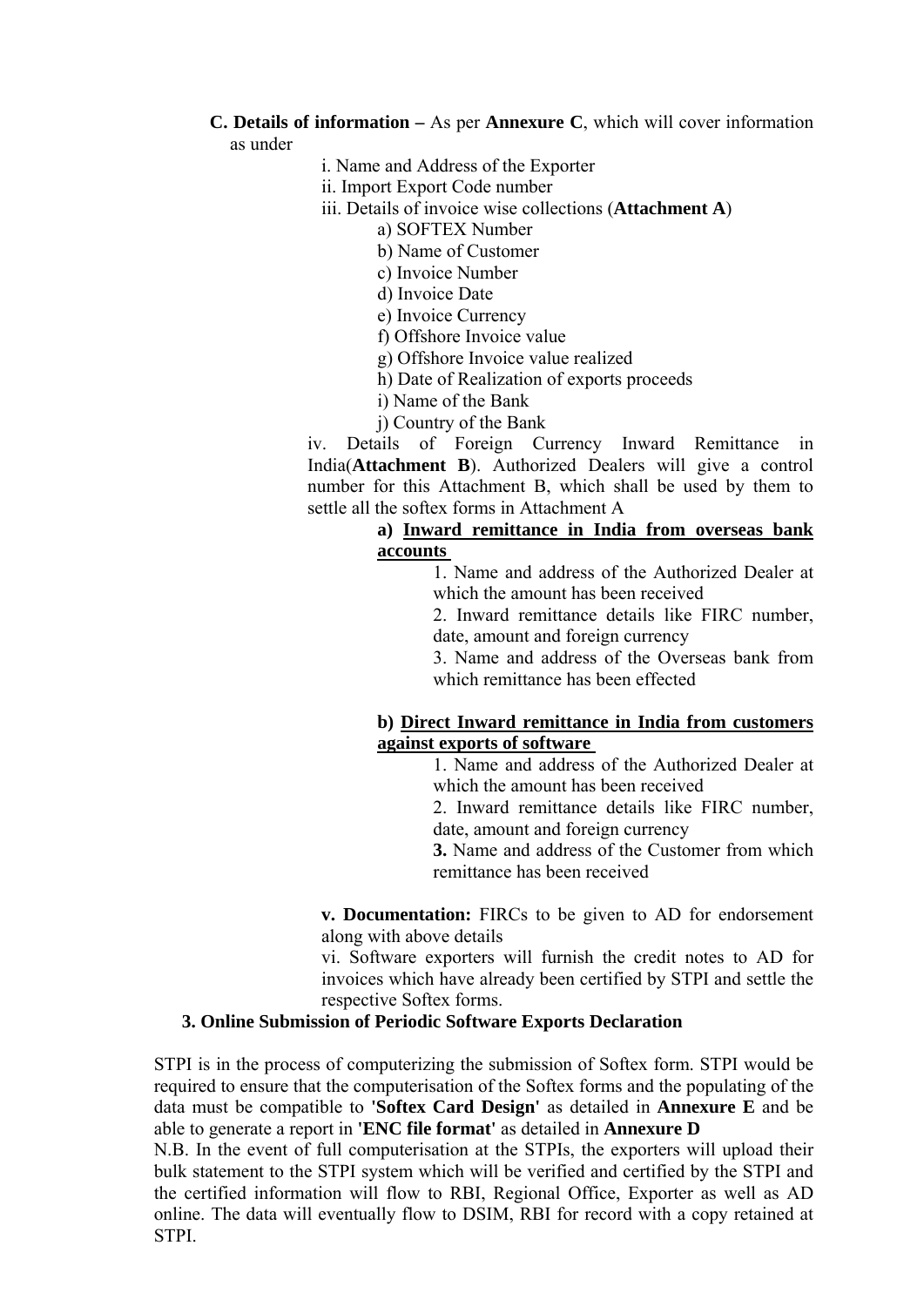**C. Details of information –** As per **Annexure C**, which will cover information as under

i. Name and Address of the Exporter

ii. Import Export Code number

iii. Details of invoice wise collections (**Attachment A**)

a) SOFTEX Number

b) Name of Customer

c) Invoice Number

d) Invoice Date

e) Invoice Currency

f) Offshore Invoice value

g) Offshore Invoice value realized

h) Date of Realization of exports proceeds

i) Name of the Bank

j) Country of the Bank

iv. Details of Foreign Currency Inward Remittance in India(**Attachment B**). Authorized Dealers will give a control number for this Attachment B, which shall be used by them to settle all the softex forms in Attachment A

**a) <u>Inward remittance in India from overseas bank accounts</u>**

1. Name and address of the Authorized Dealer at which the amount has been received
2. Inward remittance details like FIRC number, date, amount and foreign currency
3. Name and address of the Overseas bank from which remittance has been effected

**b) <u>Direct Inward remittance in India from customers against exports of software</u>**

1. Name and address of the Authorized Dealer at which the amount has been received
2. Inward remittance details like FIRC number, date, amount and foreign currency
3. Name and address of the Customer from which remittance has been received

**v. Documentation:** FIRCs to be given to AD for endorsement along with above details

vi. Software exporters will furnish the credit notes to AD for invoices which have already been certified by STPI and settle the respective Softex forms.

**3. Online Submission of Periodic Software Exports Declaration**

STPI is in the process of computerizing the submission of Softex form. STPI would be required to ensure that the computerisation of the Softex forms and the populating of the data must be compatible to **'Softex Card Design'** as detailed in **Annexure E** and be able to generate a report in **'ENC file format'** as detailed in **Annexure D**

N.B. In the event of full computerisation at the STPIs, the exporters will upload their bulk statement to the STPI system which will be verified and certified by the STPI and the certified information will flow to RBI, Regional Office, Exporter as well as AD online. The data will eventually flow to DSIM, RBI for record with a copy retained at STPI.